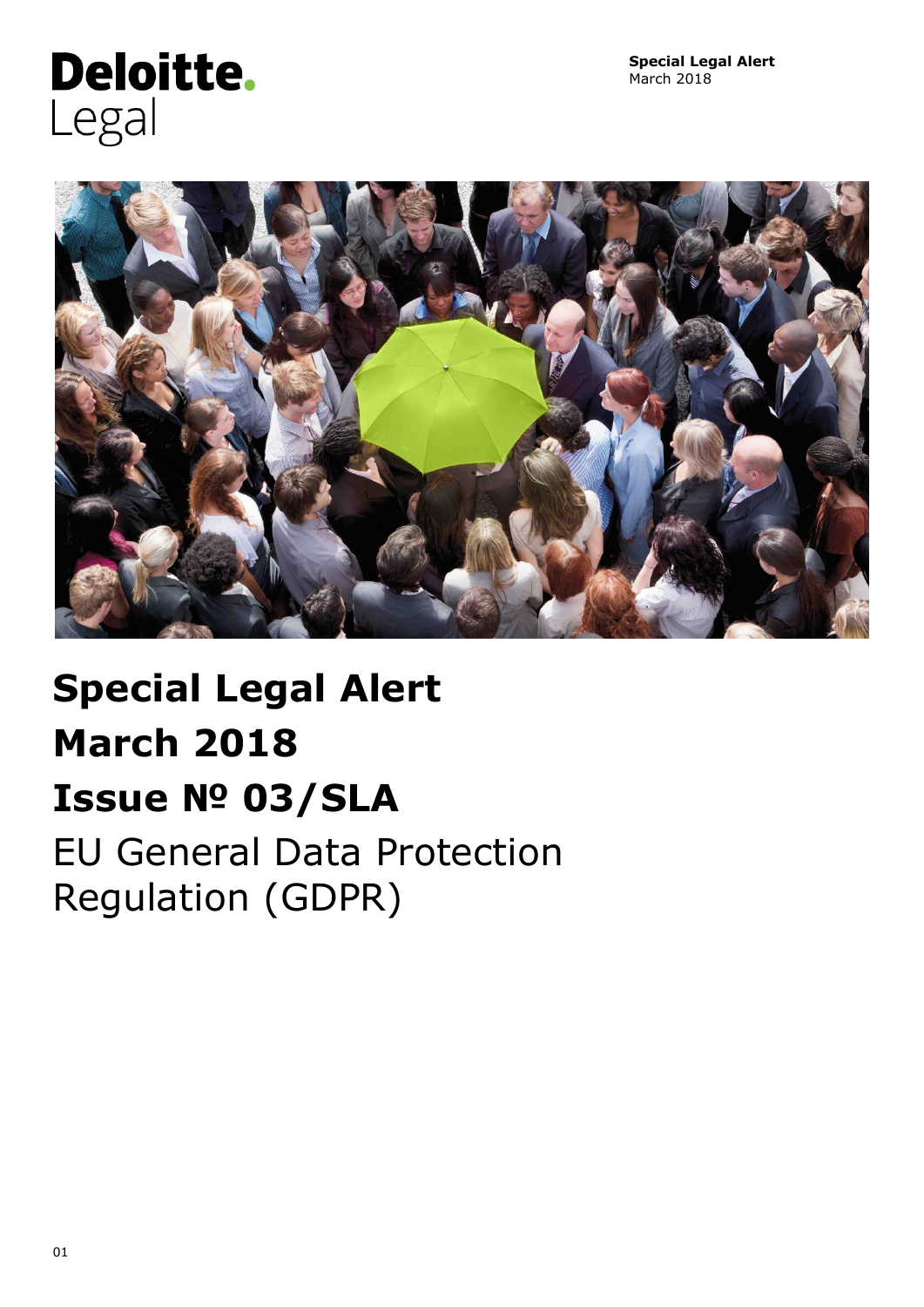Deloitte.
Legal

**Special Legal Alert**
March 2018

# Special Legal Alert
# March 2018
# Issue № 03/SLA

## EU General Data Protection Regulation (GDPR)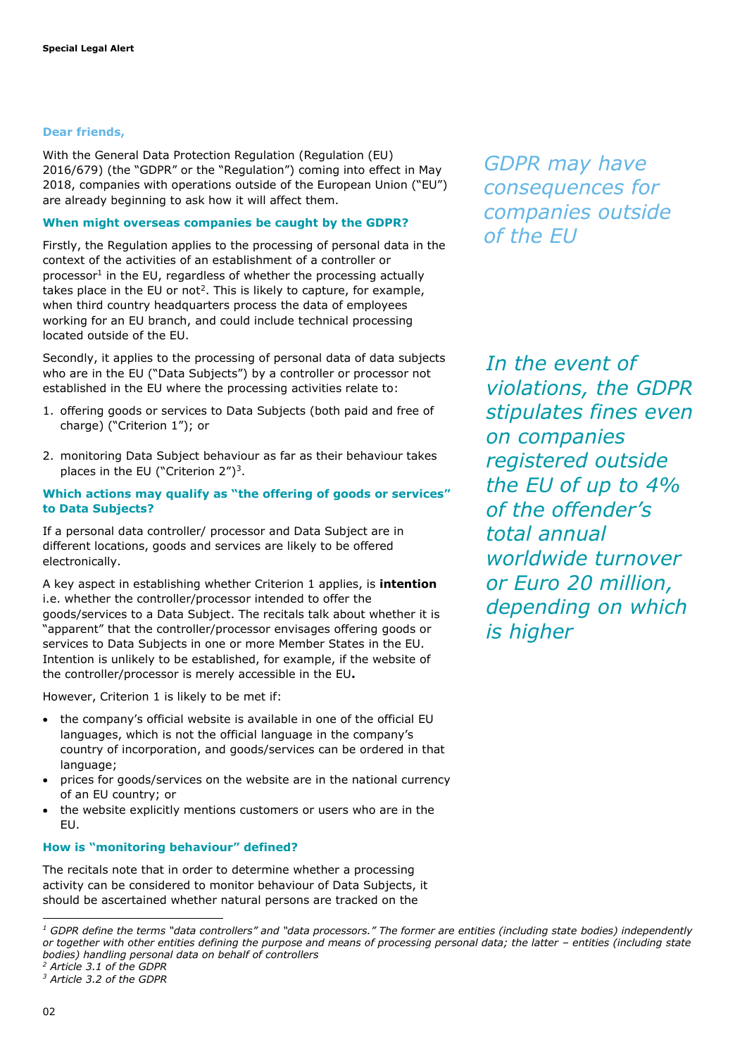**Dear friends,**

With the General Data Protection Regulation (Regulation (EU) 2016/679) (the "GDPR" or the "Regulation") coming into effect in May 2018, companies with operations outside of the European Union ("EU") are already beginning to ask how it will affect them.

*GDPR may have consequences for companies outside of the EU*

### When might overseas companies be caught by the GDPR?

Firstly, the Regulation applies to the processing of personal data in the context of the activities of an establishment of a controller or processor[1] in the EU, regardless of whether the processing actually takes place in the EU or not[2]. This is likely to capture, for example, when third country headquarters process the data of employees working for an EU branch, and could include technical processing located outside of the EU.

Secondly, it applies to the processing of personal data of data subjects who are in the EU ("Data Subjects") by a controller or processor not established in the EU where the processing activities relate to:

1. offering goods or services to Data Subjects (both paid and free of charge) ("Criterion 1"); or
2. monitoring Data Subject behaviour as far as their behaviour takes places in the EU ("Criterion 2")[3].

*In the event of violations, the GDPR stipulates fines even on companies registered outside the EU of up to 4% of the offender's total annual worldwide turnover or Euro 20 million, depending on which is higher*

### Which actions may qualify as "the offering of goods or services" to Data Subjects?

If a personal data controller/ processor and Data Subject are in different locations, goods and services are likely to be offered electronically.

A key aspect in establishing whether Criterion 1 applies, is **intention** i.e. whether the controller/processor intended to offer the goods/services to a Data Subject. The recitals talk about whether it is "apparent" that the controller/processor envisages offering goods or services to Data Subjects in one or more Member States in the EU. Intention is unlikely to be established, for example, if the website of the controller/processor is merely accessible in the EU**.**

However, Criterion 1 is likely to be met if:

- the company's official website is available in one of the official EU languages, which is not the official language in the company's country of incorporation, and goods/services can be ordered in that language;
- prices for goods/services on the website are in the national currency of an EU country; or
- the website explicitly mentions customers or users who are in the EU.

### How is "monitoring behaviour" defined?

The recitals note that in order to determine whether a processing activity can be considered to monitor behaviour of Data Subjects, it should be ascertained whether natural persons are tracked on the

---

[1] *GDPR define the terms "data controllers" and "data processors." The former are entities (including state bodies) independently or together with other entities defining the purpose and means of processing personal data; the latter – entities (including state bodies) handling personal data on behalf of controllers*

[2] *Article 3.1 of the GDPR*

[3] *Article 3.2 of the GDPR*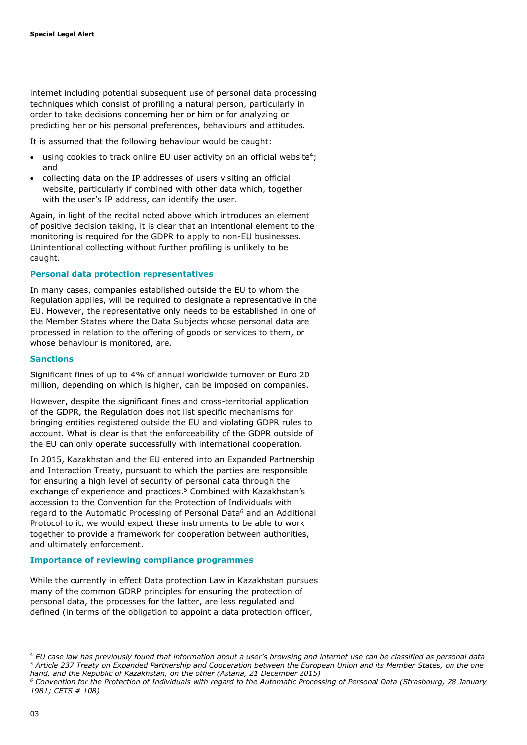internet including potential subsequent use of personal data processing techniques which consist of profiling a natural person, particularly in order to take decisions concerning her or him or for analyzing or predicting her or his personal preferences, behaviours and attitudes.

It is assumed that the following behaviour would be caught:

- using cookies to track online EU user activity on an official website[4]; and
- collecting data on the IP addresses of users visiting an official website, particularly if combined with other data which, together with the user's IP address, can identify the user.

Again, in light of the recital noted above which introduces an element of positive decision taking, it is clear that an intentional element to the monitoring is required for the GDPR to apply to non-EU businesses. Unintentional collecting without further profiling is unlikely to be caught.

### Personal data protection representatives

In many cases, companies established outside the EU to whom the Regulation applies, will be required to designate a representative in the EU. However, the representative only needs to be established in one of the Member States where the Data Subjects whose personal data are processed in relation to the offering of goods or services to them, or whose behaviour is monitored, are.

### Sanctions

Significant fines of up to 4% of annual worldwide turnover or Euro 20 million, depending on which is higher, can be imposed on companies.

However, despite the significant fines and cross-territorial application of the GDPR, the Regulation does not list specific mechanisms for bringing entities registered outside the EU and violating GDPR rules to account. What is clear is that the enforceability of the GDPR outside of the EU can only operate successfully with international cooperation.

In 2015, Kazakhstan and the EU entered into an Expanded Partnership and Interaction Treaty, pursuant to which the parties are responsible for ensuring a high level of security of personal data through the exchange of experience and practices.[5] Combined with Kazakhstan's accession to the Convention for the Protection of Individuals with regard to the Automatic Processing of Personal Data[6] and an Additional Protocol to it, we would expect these instruments to be able to work together to provide a framework for cooperation between authorities, and ultimately enforcement.

### Importance of reviewing compliance programmes

While the currently in effect Data protection Law in Kazakhstan pursues many of the common GDRP principles for ensuring the protection of personal data, the processes for the latter, are less regulated and defined (in terms of the obligation to appoint a data protection officer,

---

[4] *EU case law has previously found that information about a user's browsing and internet use can be classified as personal data*

[5] *Article 237 Treaty on Expanded Partnership and Cooperation between the European Union and its Member States, on the one hand, and the Republic of Kazakhstan, on the other (Astana, 21 December 2015)*

[6] *Convention for the Protection of Individuals with regard to the Automatic Processing of Personal Data (Strasbourg, 28 January 1981; CETS # 108)*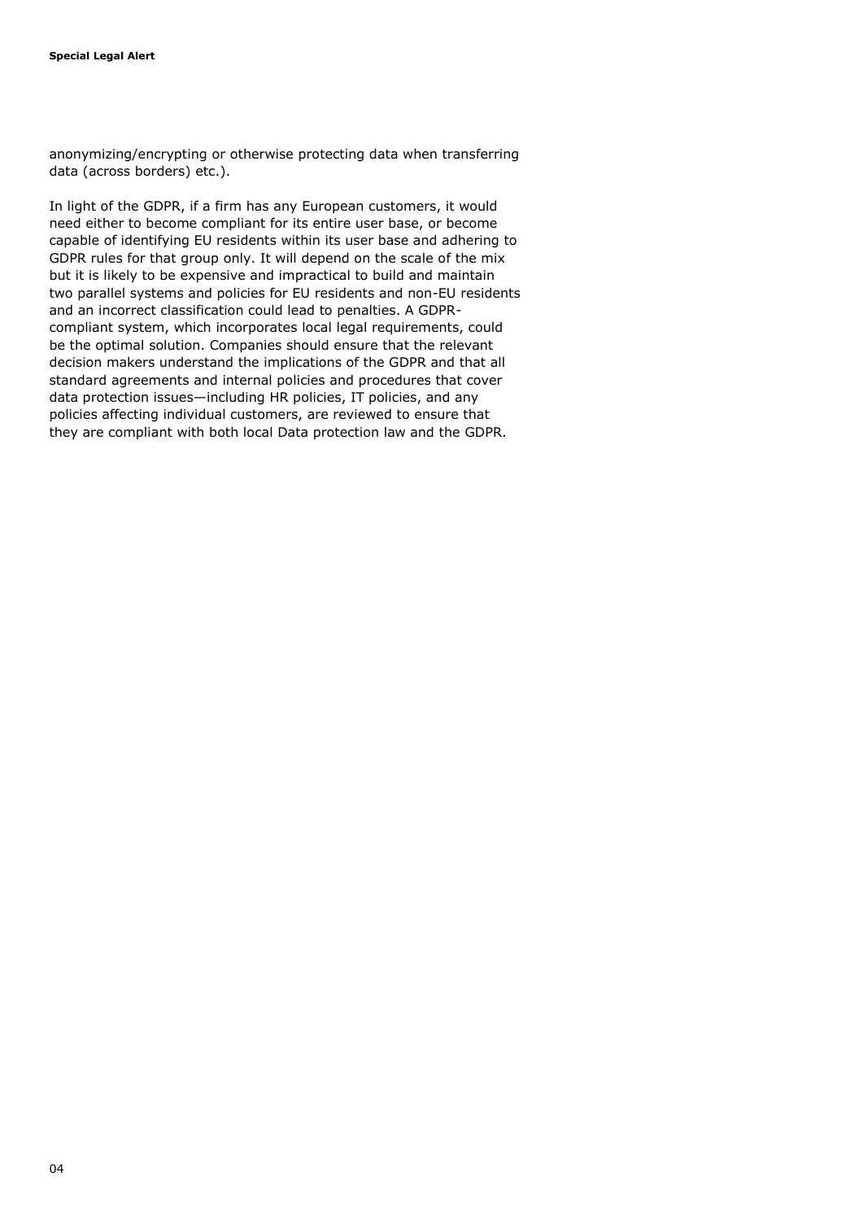anonymizing/encrypting or otherwise protecting data when transferring data (across borders) etc.).

In light of the GDPR, if a firm has any European customers, it would need either to become compliant for its entire user base, or become capable of identifying EU residents within its user base and adhering to GDPR rules for that group only. It will depend on the scale of the mix but it is likely to be expensive and impractical to build and maintain two parallel systems and policies for EU residents and non-EU residents and an incorrect classification could lead to penalties. A GDPR-compliant system, which incorporates local legal requirements, could be the optimal solution. Companies should ensure that the relevant decision makers understand the implications of the GDPR and that all standard agreements and internal policies and procedures that cover data protection issues—including HR policies, IT policies, and any policies affecting individual customers, are reviewed to ensure that they are compliant with both local Data protection law and the GDPR.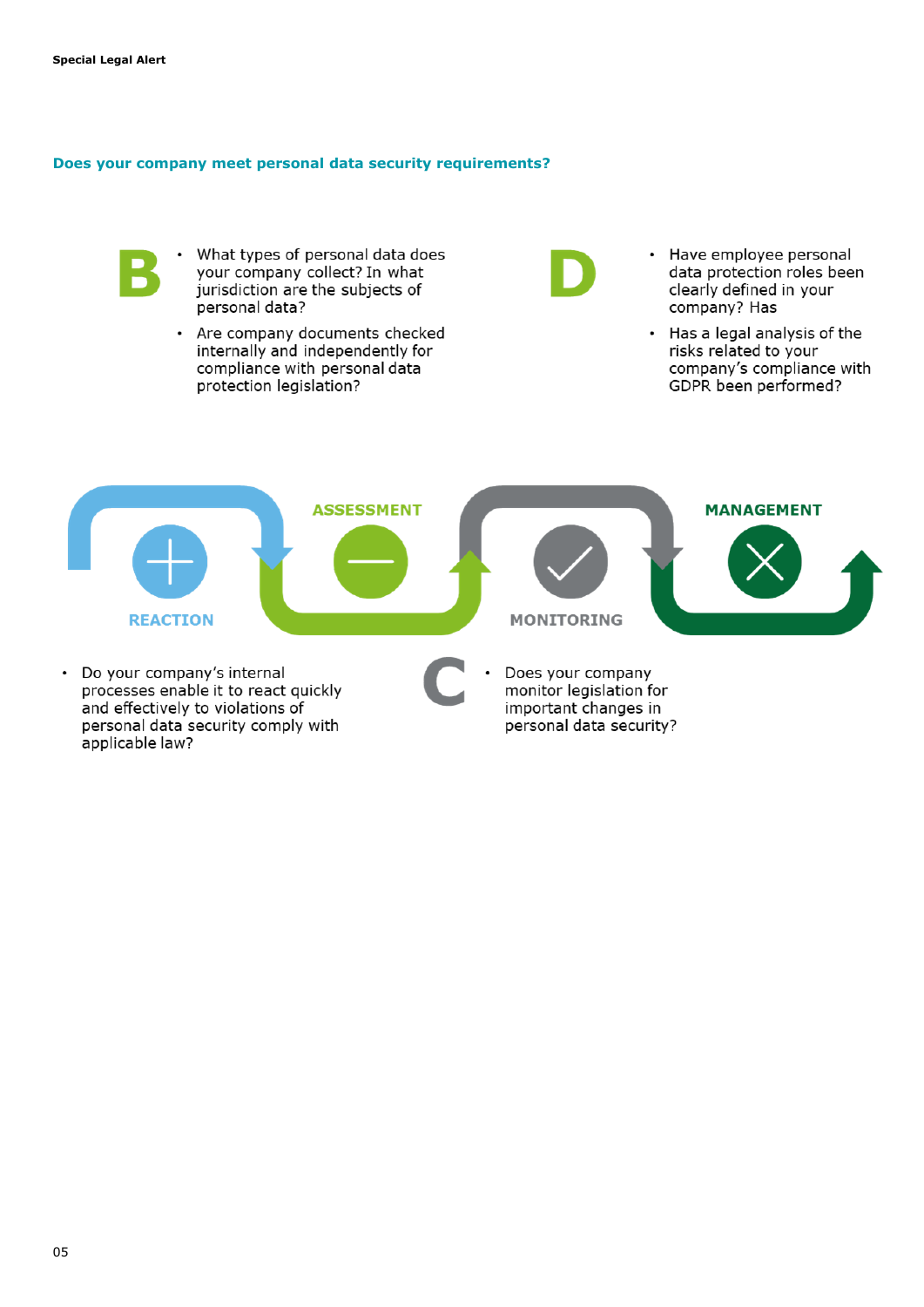### Does your company meet personal data security requirements?

**B**

- What types of personal data does your company collect? In what jurisdiction are the subjects of personal data?
- Are company documents checked internally and independently for compliance with personal data protection legislation?

**D**

- Have employee personal data protection roles been clearly defined in your company? Has
- Has a legal analysis of the risks related to your company's compliance with GDPR been performed?

REACTION

ASSESSMENT

MONITORING

MANAGEMENT

- Do your company's internal processes enable it to react quickly and effectively to violations of personal data security comply with applicable law?

**C**

- Does your company monitor legislation for important changes in personal data security?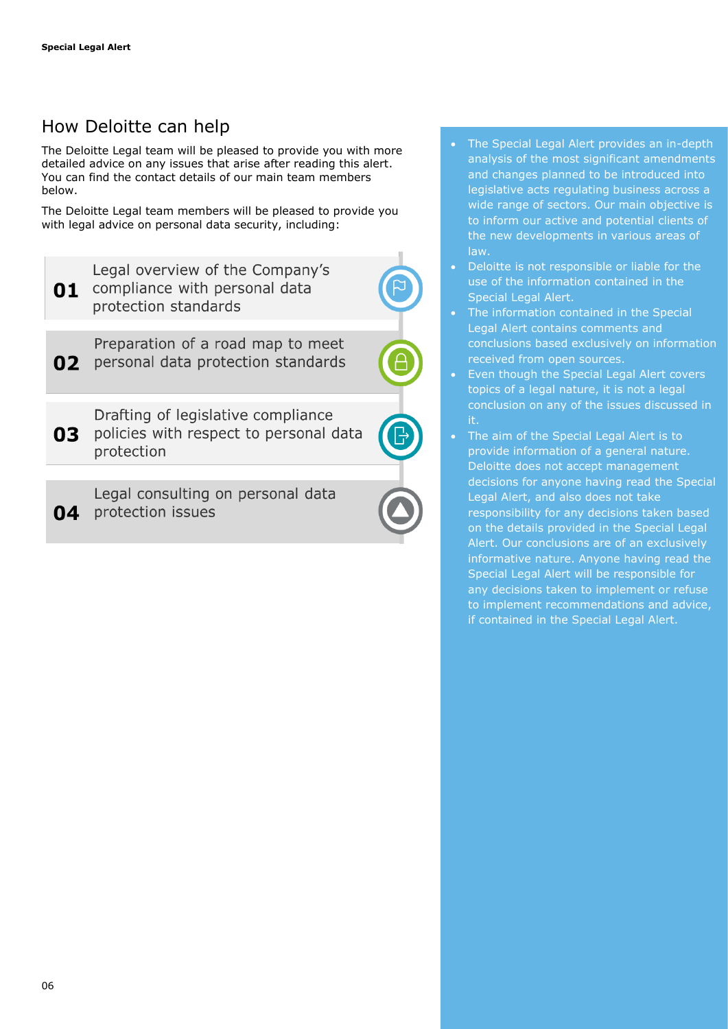## How Deloitte can help

The Deloitte Legal team will be pleased to provide you with more detailed advice on any issues that arise after reading this alert. You can find the contact details of our main team members below.

The Deloitte Legal team members will be pleased to provide you with legal advice on personal data security, including:

**01** Legal overview of the Company's compliance with personal data protection standards

**02** Preparation of a road map to meet personal data protection standards

**03** Drafting of legislative compliance policies with respect to personal data protection

**04** Legal consulting on personal data protection issues

- The Special Legal Alert provides an in-depth analysis of the most significant amendments and changes planned to be introduced into legislative acts regulating business across a wide range of sectors. Our main objective is to inform our active and potential clients of the new developments in various areas of law.
- Deloitte is not responsible or liable for the use of the information contained in the Special Legal Alert.
- The information contained in the Special Legal Alert contains comments and conclusions based exclusively on information received from open sources.
- Even though the Special Legal Alert covers topics of a legal nature, it is not a legal conclusion on any of the issues discussed in it.
- The aim of the Special Legal Alert is to provide information of a general nature. Deloitte does not accept management decisions for anyone having read the Special Legal Alert, and also does not take responsibility for any decisions taken based on the details provided in the Special Legal Alert. Our conclusions are of an exclusively informative nature. Anyone having read the Special Legal Alert will be responsible for any decisions taken to implement or refuse to implement recommendations and advice, if contained in the Special Legal Alert.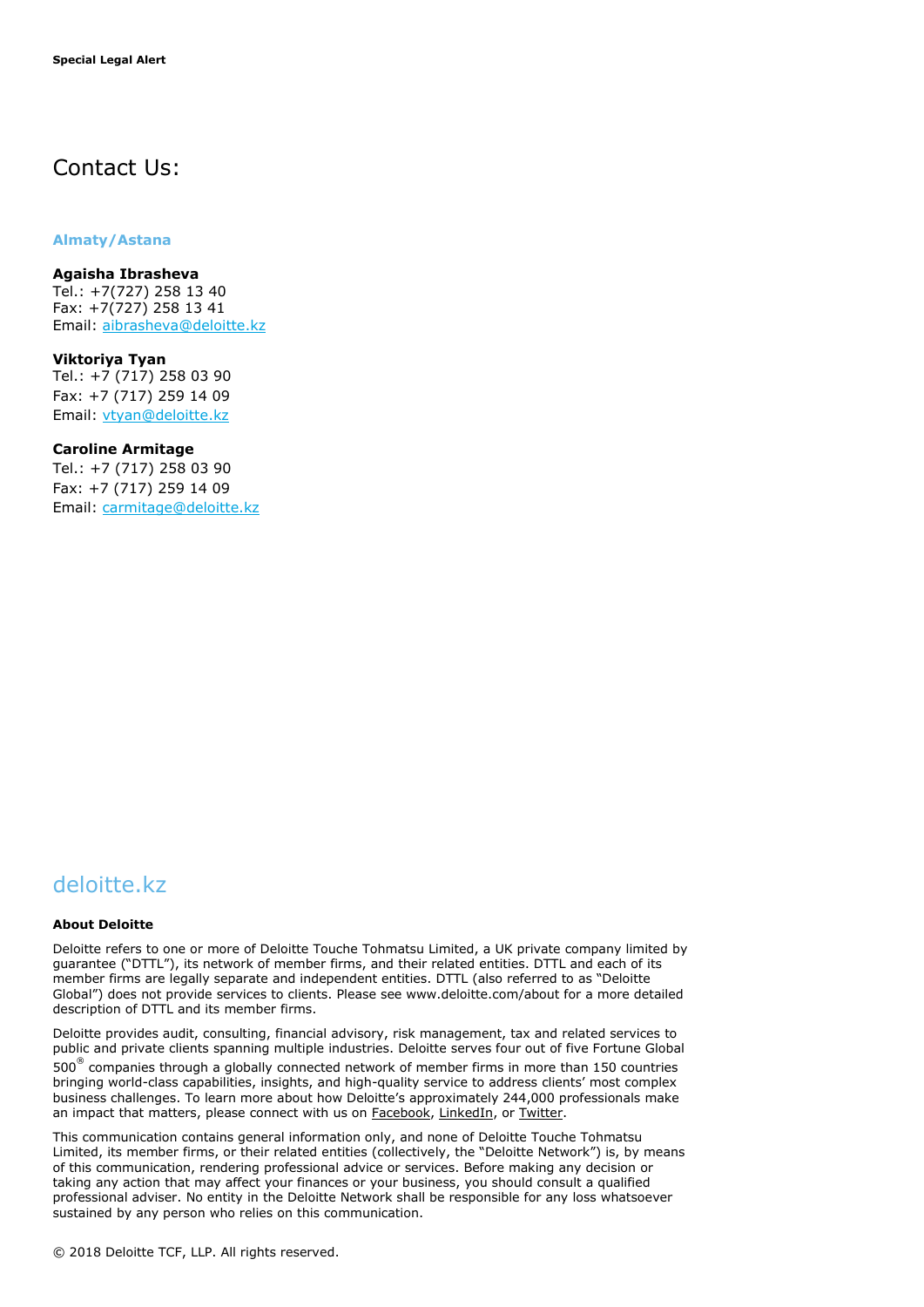## Contact Us:

**Almaty/Astana**

**Agaisha Ibrasheva**
Tel.: +7(727) 258 13 40
Fax: +7(727) 258 13 41
Email: aibrasheva@deloitte.kz

**Viktoriya Tyan**
Tel.: +7 (717) 258 03 90
Fax: +7 (717) 259 14 09
Email: vtyan@deloitte.kz

**Caroline Armitage**
Tel.: +7 (717) 258 03 90
Fax: +7 (717) 259 14 09
Email: carmitage@deloitte.kz

deloitte.kz

**About Deloitte**

Deloitte refers to one or more of Deloitte Touche Tohmatsu Limited, a UK private company limited by guarantee (“DTTL”), its network of member firms, and their related entities. DTTL and each of its member firms are legally separate and independent entities. DTTL (also referred to as “Deloitte Global”) does not provide services to clients. Please see www.deloitte.com/about for a more detailed description of DTTL and its member firms.

Deloitte provides audit, consulting, financial advisory, risk management, tax and related services to public and private clients spanning multiple industries. Deloitte serves four out of five Fortune Global 500® companies through a globally connected network of member firms in more than 150 countries bringing world-class capabilities, insights, and high-quality service to address clients' most complex business challenges. To learn more about how Deloitte's approximately 244,000 professionals make an impact that matters, please connect with us on Facebook, LinkedIn, or Twitter.

This communication contains general information only, and none of Deloitte Touche Tohmatsu Limited, its member firms, or their related entities (collectively, the “Deloitte Network”) is, by means of this communication, rendering professional advice or services. Before making any decision or taking any action that may affect your finances or your business, you should consult a qualified professional adviser. No entity in the Deloitte Network shall be responsible for any loss whatsoever sustained by any person who relies on this communication.

© 2018 Deloitte TCF, LLP. All rights reserved.